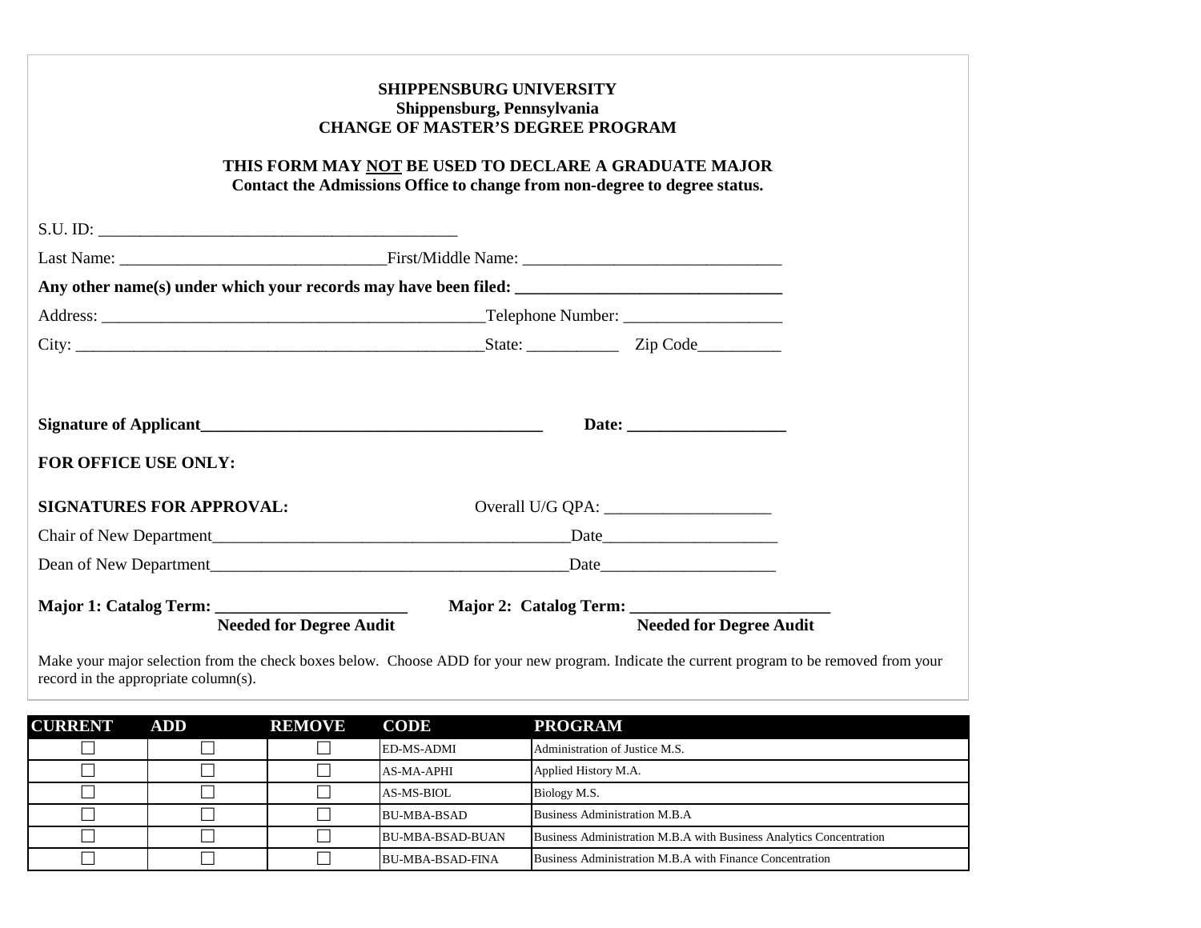**SHIPPENSBURG UNIVERSITY**
**Shippensburg, Pennsylvania**
**CHANGE OF MASTER'S DEGREE PROGRAM**

**THIS FORM MAY NOT BE USED TO DECLARE A GRADUATE MAJOR**
**Contact the Admissions Office to change from non-degree to degree status.**

S.U. ID: ___________________________________________

Last Name: _______________________________First/Middle Name: ______________________________

**Any other name(s) under which your records may have been filed: ________________________________**

Address: ______________________________________________Telephone Number: ___________________

City: _________________________________________________State: ___________ Zip Code__________

**Signature of Applicant_________________________________________ Date: ___________________**

**FOR OFFICE USE ONLY:**

**SIGNATURES FOR APPROVAL:** Overall U/G QPA: ____________________

Chair of New Department___________________________________________Date_____________________

Dean of New Department___________________________________________Date_____________________

**Major 1: Catalog Term: _______________________ Major 2: Catalog Term: _______________________**
**Needed for Degree Audit Needed for Degree Audit**

Make your major selection from the check boxes below. Choose ADD for your new program. Indicate the current program to be removed from your record in the appropriate column(s).

| CURRENT | ADD | REMOVE | CODE | PROGRAM |
|---|---|---|---|---|
| ☐ | ☐ | ☐ | ED-MS-ADMI | Administration of Justice M.S. |
| ☐ | ☐ | ☐ | AS-MA-APHI | Applied History M.A. |
| ☐ | ☐ | ☐ | AS-MS-BIOL | Biology M.S. |
| ☐ | ☐ | ☐ | BU-MBA-BSAD | Business Administration M.B.A |
| ☐ | ☐ | ☐ | BU-MBA-BSAD-BUAN | Business Administration M.B.A with Business Analytics Concentration |
| ☐ | ☐ | ☐ | BU-MBA-BSAD-FINA | Business Administration M.B.A with Finance Concentration |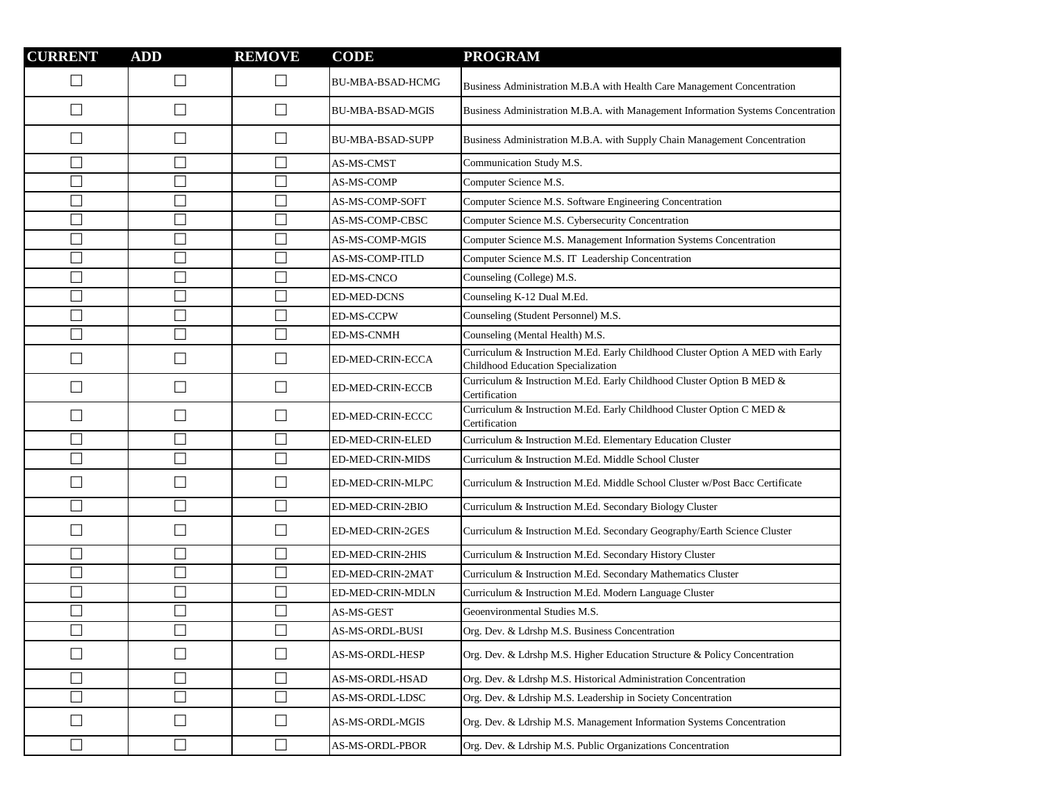| CURRENT | ADD | REMOVE | CODE | PROGRAM |
|---|---|---|---|---|
| ☐ | ☐ | ☐ | BU-MBA-BSAD-HCMG | Business Administration M.B.A with Health Care Management Concentration |
| ☐ | ☐ | ☐ | BU-MBA-BSAD-MGIS | Business Administration M.B.A. with Management Information Systems Concentration |
| ☐ | ☐ | ☐ | BU-MBA-BSAD-SUPP | Business Administration M.B.A. with Supply Chain Management Concentration |
| ☐ | ☐ | ☐ | AS-MS-CMST | Communication Study M.S. |
| ☐ | ☐ | ☐ | AS-MS-COMP | Computer Science M.S. |
| ☐ | ☐ | ☐ | AS-MS-COMP-SOFT | Computer Science M.S. Software Engineering Concentration |
| ☐ | ☐ | ☐ | AS-MS-COMP-CBSC | Computer Science M.S. Cybersecurity Concentration |
| ☐ | ☐ | ☐ | AS-MS-COMP-MGIS | Computer Science M.S. Management Information Systems Concentration |
| ☐ | ☐ | ☐ | AS-MS-COMP-ITLD | Computer Science M.S. IT Leadership Concentration |
| ☐ | ☐ | ☐ | ED-MS-CNCO | Counseling (College) M.S. |
| ☐ | ☐ | ☐ | ED-MED-DCNS | Counseling K-12 Dual M.Ed. |
| ☐ | ☐ | ☐ | ED-MS-CCPW | Counseling (Student Personnel) M.S. |
| ☐ | ☐ | ☐ | ED-MS-CNMH | Counseling (Mental Health) M.S. |
| ☐ | ☐ | ☐ | ED-MED-CRIN-ECCA | Curriculum & Instruction M.Ed. Early Childhood Cluster Option A MED with Early Childhood Education Specialization |
| ☐ | ☐ | ☐ | ED-MED-CRIN-ECCB | Curriculum & Instruction M.Ed. Early Childhood Cluster Option B MED & Certification |
| ☐ | ☐ | ☐ | ED-MED-CRIN-ECCC | Curriculum & Instruction M.Ed. Early Childhood Cluster Option C MED & Certification |
| ☐ | ☐ | ☐ | ED-MED-CRIN-ELED | Curriculum & Instruction M.Ed. Elementary Education Cluster |
| ☐ | ☐ | ☐ | ED-MED-CRIN-MIDS | Curriculum & Instruction M.Ed. Middle School Cluster |
| ☐ | ☐ | ☐ | ED-MED-CRIN-MLPC | Curriculum & Instruction M.Ed. Middle School Cluster w/Post Bacc Certificate |
| ☐ | ☐ | ☐ | ED-MED-CRIN-2BIO | Curriculum & Instruction M.Ed. Secondary Biology Cluster |
| ☐ | ☐ | ☐ | ED-MED-CRIN-2GES | Curriculum & Instruction M.Ed. Secondary Geography/Earth Science Cluster |
| ☐ | ☐ | ☐ | ED-MED-CRIN-2HIS | Curriculum & Instruction M.Ed. Secondary History Cluster |
| ☐ | ☐ | ☐ | ED-MED-CRIN-2MAT | Curriculum & Instruction M.Ed. Secondary Mathematics Cluster |
| ☐ | ☐ | ☐ | ED-MED-CRIN-MDLN | Curriculum & Instruction M.Ed. Modern Language Cluster |
| ☐ | ☐ | ☐ | AS-MS-GEST | Geoenvironmental Studies M.S. |
| ☐ | ☐ | ☐ | AS-MS-ORDL-BUSI | Org. Dev. & Ldrshp M.S. Business Concentration |
| ☐ | ☐ | ☐ | AS-MS-ORDL-HESP | Org. Dev. & Ldrshp M.S. Higher Education Structure & Policy Concentration |
| ☐ | ☐ | ☐ | AS-MS-ORDL-HSAD | Org. Dev. & Ldrshp M.S. Historical Administration Concentration |
| ☐ | ☐ | ☐ | AS-MS-ORDL-LDSC | Org. Dev. & Ldrship M.S. Leadership in Society Concentration |
| ☐ | ☐ | ☐ | AS-MS-ORDL-MGIS | Org. Dev. & Ldrship M.S. Management Information Systems Concentration |
| ☐ | ☐ | ☐ | AS-MS-ORDL-PBOR | Org. Dev. & Ldrship M.S. Public Organizations Concentration |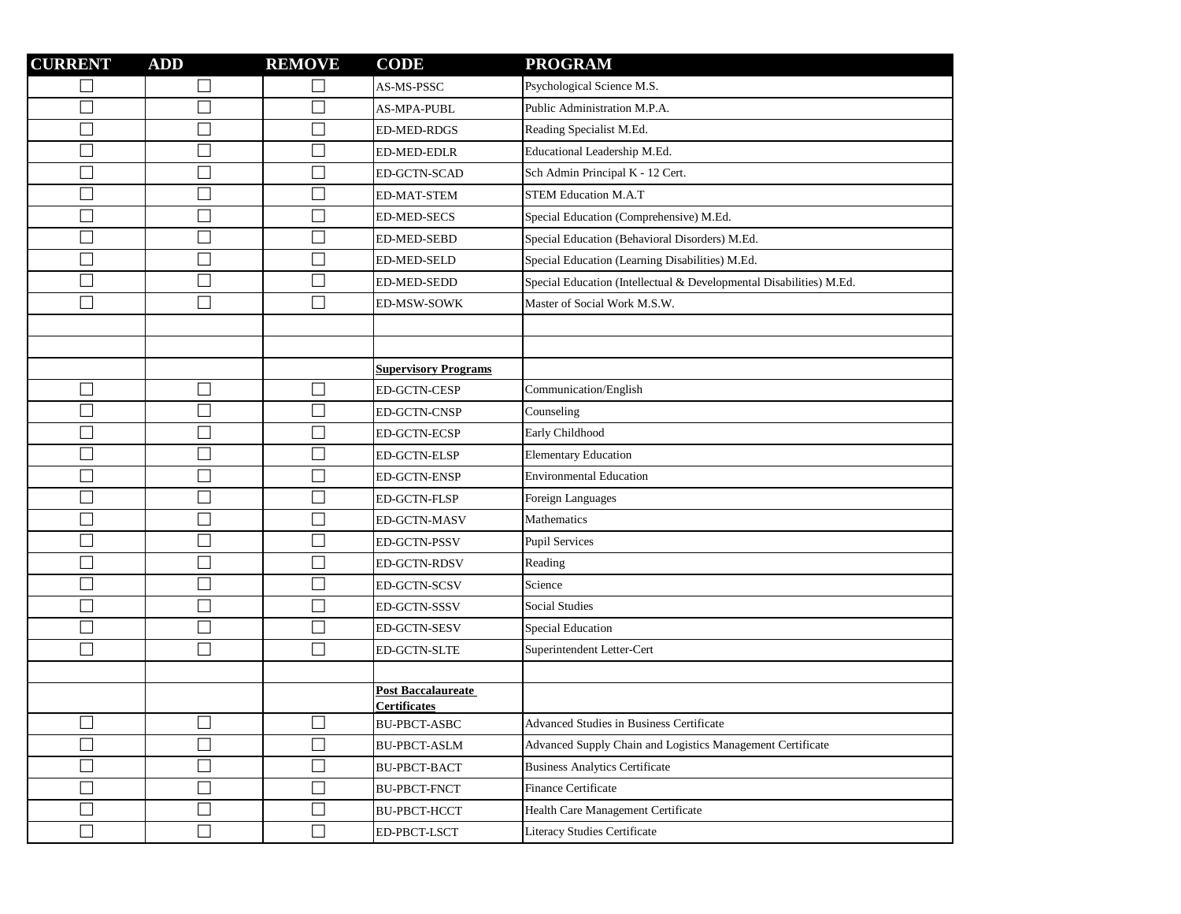| CURRENT | ADD | REMOVE | CODE | PROGRAM |
|---|---|---|---|---|
| ☐ | ☐ | ☐ | AS-MS-PSSC | Psychological Science M.S. |
| ☐ | ☐ | ☐ | AS-MPA-PUBL | Public Administration M.P.A. |
| ☐ | ☐ | ☐ | ED-MED-RDGS | Reading Specialist M.Ed. |
| ☐ | ☐ | ☐ | ED-MED-EDLR | Educational Leadership M.Ed. |
| ☐ | ☐ | ☐ | ED-GCTN-SCAD | Sch Admin Principal K - 12 Cert. |
| ☐ | ☐ | ☐ | ED-MAT-STEM | STEM Education M.A.T |
| ☐ | ☐ | ☐ | ED-MED-SECS | Special Education (Comprehensive) M.Ed. |
| ☐ | ☐ | ☐ | ED-MED-SEBD | Special Education (Behavioral Disorders) M.Ed. |
| ☐ | ☐ | ☐ | ED-MED-SELD | Special Education (Learning Disabilities) M.Ed. |
| ☐ | ☐ | ☐ | ED-MED-SEDD | Special Education (Intellectual & Developmental Disabilities) M.Ed. |
| ☐ | ☐ | ☐ | ED-MSW-SOWK | Master of Social Work M.S.W. |
| | | | | |
| | | | | |
| | | | **Supervisory Programs** | |
| ☐ | ☐ | ☐ | ED-GCTN-CESP | Communication/English |
| ☐ | ☐ | ☐ | ED-GCTN-CNSP | Counseling |
| ☐ | ☐ | ☐ | ED-GCTN-ECSP | Early Childhood |
| ☐ | ☐ | ☐ | ED-GCTN-ELSP | Elementary Education |
| ☐ | ☐ | ☐ | ED-GCTN-ENSP | Environmental Education |
| ☐ | ☐ | ☐ | ED-GCTN-FLSP | Foreign Languages |
| ☐ | ☐ | ☐ | ED-GCTN-MASV | Mathematics |
| ☐ | ☐ | ☐ | ED-GCTN-PSSV | Pupil Services |
| ☐ | ☐ | ☐ | ED-GCTN-RDSV | Reading |
| ☐ | ☐ | ☐ | ED-GCTN-SCSV | Science |
| ☐ | ☐ | ☐ | ED-GCTN-SSSV | Social Studies |
| ☐ | ☐ | ☐ | ED-GCTN-SESV | Special Education |
| ☐ | ☐ | ☐ | ED-GCTN-SLTE | Superintendent Letter-Cert |
| | | | | |
| | | | **Post Baccalaureate Certificates** | |
| ☐ | ☐ | ☐ | BU-PBCT-ASBC | Advanced Studies in Business Certificate |
| ☐ | ☐ | ☐ | BU-PBCT-ASLM | Advanced Supply Chain and Logistics Management Certificate |
| ☐ | ☐ | ☐ | BU-PBCT-BACT | Business Analytics Certificate |
| ☐ | ☐ | ☐ | BU-PBCT-FNCT | Finance Certificate |
| ☐ | ☐ | ☐ | BU-PBCT-HCCT | Health Care Management Certificate |
| ☐ | ☐ | ☐ | ED-PBCT-LSCT | Literacy Studies Certificate |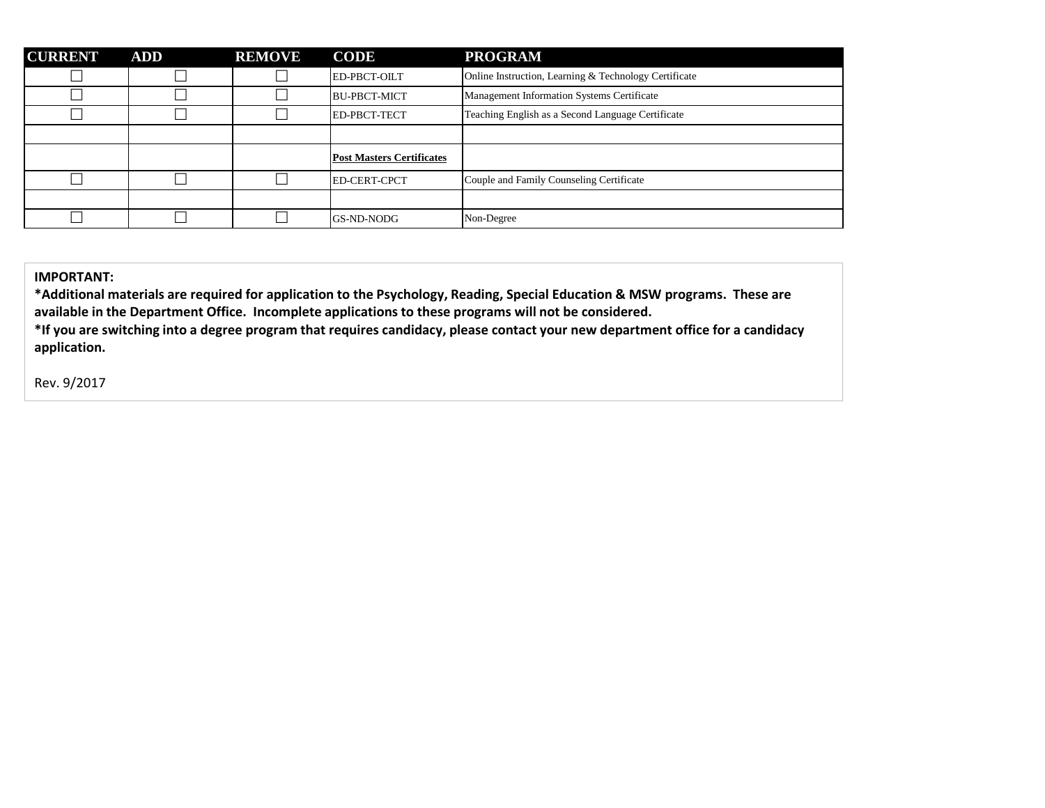| CURRENT | ADD | REMOVE | CODE | PROGRAM |
| --- | --- | --- | --- | --- |
| ☐ | ☐ | ☐ | ED-PBCT-OILT | Online Instruction, Learning & Technology Certificate |
| ☐ | ☐ | ☐ | BU-PBCT-MICT | Management Information Systems Certificate |
| ☐ | ☐ | ☐ | ED-PBCT-TECT | Teaching English as a Second Language Certificate |
| | | | | |
| | | | **Post Masters Certificates** | |
| ☐ | ☐ | ☐ | ED-CERT-CPCT | Couple and Family Counseling Certificate |
| | | | | |
| ☐ | ☐ | ☐ | GS-ND-NODG | Non-Degree |

**IMPORTANT:**
**\*Additional materials are required for application to the Psychology, Reading, Special Education & MSW programs. These are available in the Department Office. Incomplete applications to these programs will not be considered.**
**\*If you are switching into a degree program that requires candidacy, please contact your new department office for a candidacy application.**

Rev. 9/2017